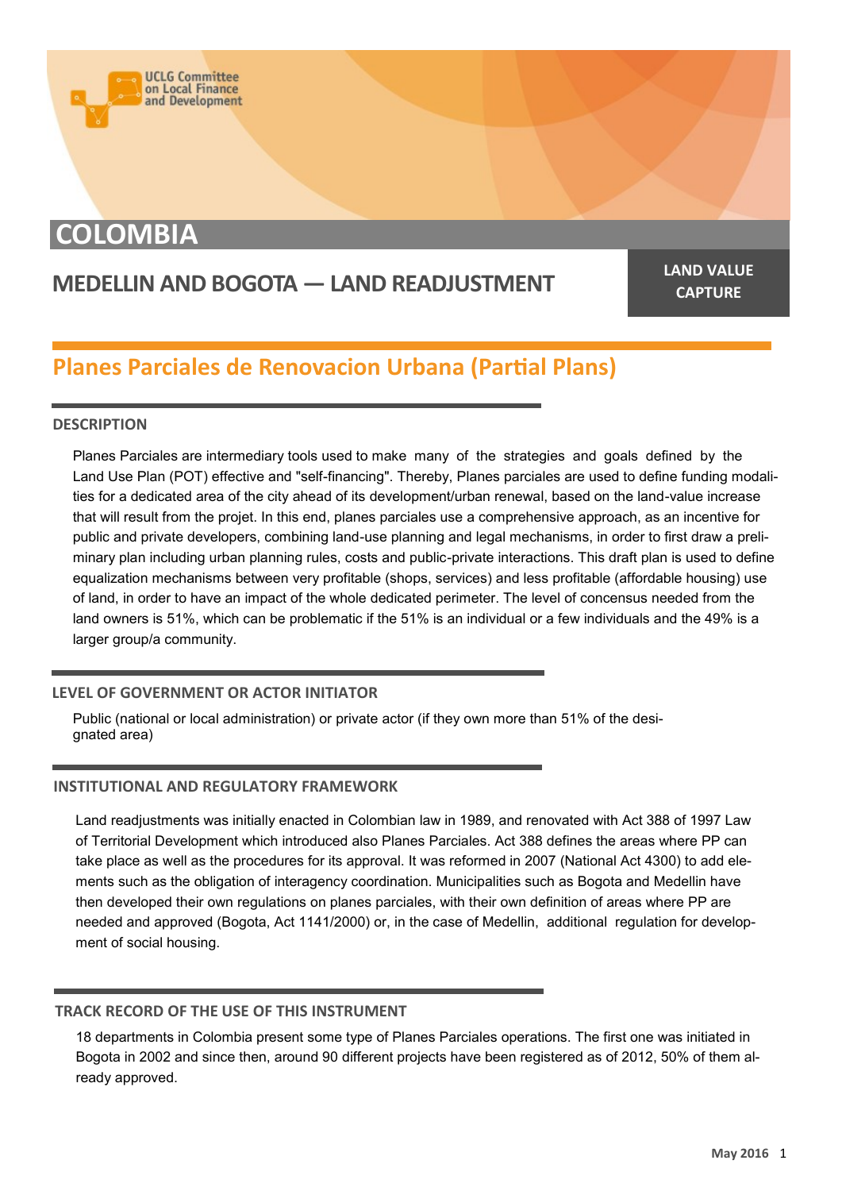UCLG Committee on Local Finance and Development

# COLOMBIA

## MEDELLIN AND BOGOTA — LAND READJUSTMENT

**LAND VALUE CAPTURE**

## Planes Parciales de Renovacion Urbana (Partial Plans)

### DESCRIPTION

Planes Parciales are intermediary tools used to make many of the strategies and goals defined by the Land Use Plan (POT) effective and "self-financing". Thereby, Planes parciales are used to define funding modalities for a dedicated area of the city ahead of its development/urban renewal, based on the land-value increase that will result from the projet. In this end, planes parciales use a comprehensive approach, as an incentive for public and private developers, combining land-use planning and legal mechanisms, in order to first draw a preliminary plan including urban planning rules, costs and public-private interactions. This draft plan is used to define equalization mechanisms between very profitable (shops, services) and less profitable (affordable housing) use of land, in order to have an impact of the whole dedicated perimeter. The level of concensus needed from the land owners is 51%, which can be problematic if the 51% is an individual or a few individuals and the 49% is a larger group/a community.

### LEVEL OF GOVERNMENT OR ACTOR INITIATOR

Public (national or local administration) or private actor (if they own more than 51% of the designated area)

### INSTITUTIONAL AND REGULATORY FRAMEWORK

Land readjustments was initially enacted in Colombian law in 1989, and renovated with Act 388 of 1997 Law of Territorial Development which introduced also Planes Parciales. Act 388 defines the areas where PP can take place as well as the procedures for its approval. It was reformed in 2007 (National Act 4300) to add elements such as the obligation of interagency coordination. Municipalities such as Bogota and Medellin have then developed their own regulations on planes parciales, with their own definition of areas where PP are needed and approved (Bogota, Act 1141/2000) or, in the case of Medellin, additional regulation for development of social housing.

### TRACK RECORD OF THE USE OF THIS INSTRUMENT

18 departments in Colombia present some type of Planes Parciales operations. The first one was initiated in Bogota in 2002 and since then, around 90 different projects have been registered as of 2012, 50% of them already approved.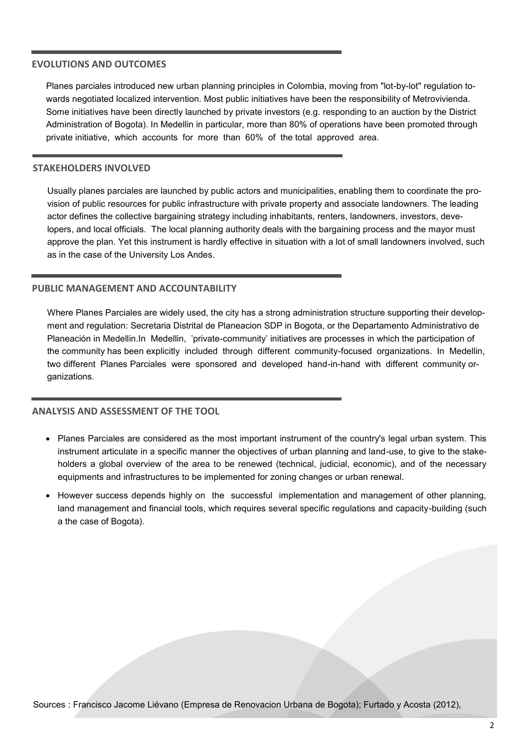## EVOLUTIONS AND OUTCOMES

Planes parciales introduced new urban planning principles in Colombia, moving from "lot-by-lot" regulation towards negotiated localized intervention. Most public initiatives have been the responsibility of Metrovivienda. Some initiatives have been directly launched by private investors (e.g. responding to an auction by the District Administration of Bogota). In Medellin in particular, more than 80% of operations have been promoted through private initiative, which accounts for more than 60% of the total approved area.

## STAKEHOLDERS INVOLVED

Usually planes parciales are launched by public actors and municipalities, enabling them to coordinate the provision of public resources for public infrastructure with private property and associate landowners. The leading actor defines the collective bargaining strategy including inhabitants, renters, landowners, investors, developers, and local officials. The local planning authority deals with the bargaining process and the mayor must approve the plan. Yet this instrument is hardly effective in situation with a lot of small landowners involved, such as in the case of the University Los Andes.

## PUBLIC MANAGEMENT AND ACCOUNTABILITY

Where Planes Parciales are widely used, the city has a strong administration structure supporting their development and regulation: Secretaria Distrital de Planeacion SDP in Bogota, or the Departamento Administrativo de Planeación in Medellin.In Medellin, 'private-community' initiatives are processes in which the participation of the community has been explicitly included through different community-focused organizations. In Medellin, two different Planes Parciales were sponsored and developed hand-in-hand with different community organizations.

## ANALYSIS AND ASSESSMENT OF THE TOOL

- Planes Parciales are considered as the most important instrument of the country's legal urban system. This instrument articulate in a specific manner the objectives of urban planning and land-use, to give to the stakeholders a global overview of the area to be renewed (technical, judicial, economic), and of the necessary equipments and infrastructures to be implemented for zoning changes or urban renewal.
- However success depends highly on the successful implementation and management of other planning, land management and financial tools, which requires several specific regulations and capacity-building (such a the case of Bogota).

Sources : Francisco Jacome Liévano (Empresa de Renovacion Urbana de Bogota); Furtado y Acosta (2012),